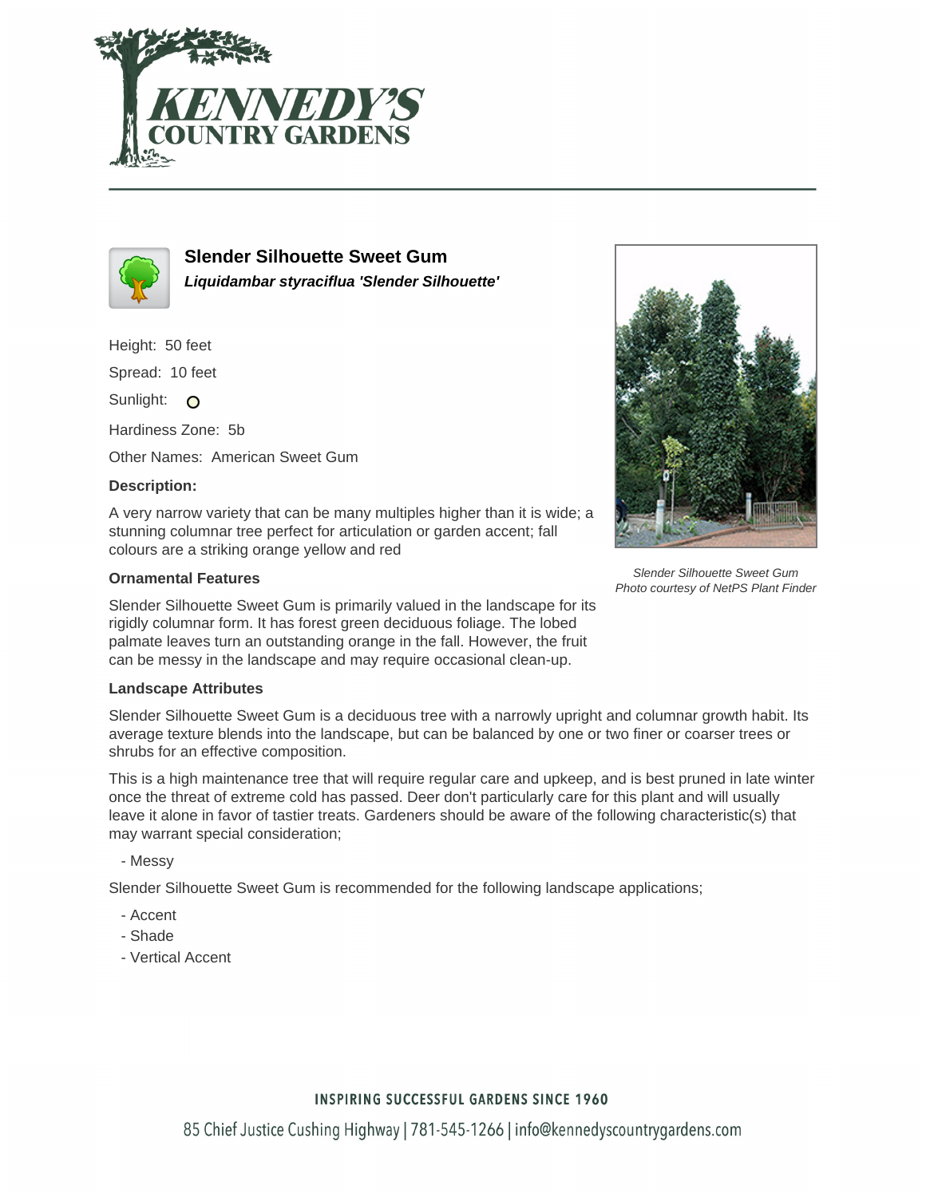# Slender Silhouette Sweet Gum

***Liquidambar styraciflua 'Slender Silhouette'***

Height: 50 feet

Spread: 10 feet

Sunlight:

Hardiness Zone: 5b

Other Names: American Sweet Gum

**Description:**

A very narrow variety that can be many multiples higher than it is wide; a stunning columnar tree perfect for articulation or garden accent; fall colours are a striking orange yellow and red

*Slender Silhouette Sweet Gum*
*Photo courtesy of NetPS Plant Finder*

### Ornamental Features

Slender Silhouette Sweet Gum is primarily valued in the landscape for its rigidly columnar form. It has forest green deciduous foliage. The lobed palmate leaves turn an outstanding orange in the fall. However, the fruit can be messy in the landscape and may require occasional clean-up.

### Landscape Attributes

Slender Silhouette Sweet Gum is a deciduous tree with a narrowly upright and columnar growth habit. Its average texture blends into the landscape, but can be balanced by one or two finer or coarser trees or shrubs for an effective composition.

This is a high maintenance tree that will require regular care and upkeep, and is best pruned in late winter once the threat of extreme cold has passed. Deer don't particularly care for this plant and will usually leave it alone in favor of tastier treats. Gardeners should be aware of the following characteristic(s) that may warrant special consideration;

- Messy

Slender Silhouette Sweet Gum is recommended for the following landscape applications;

- Accent
- Shade
- Vertical Accent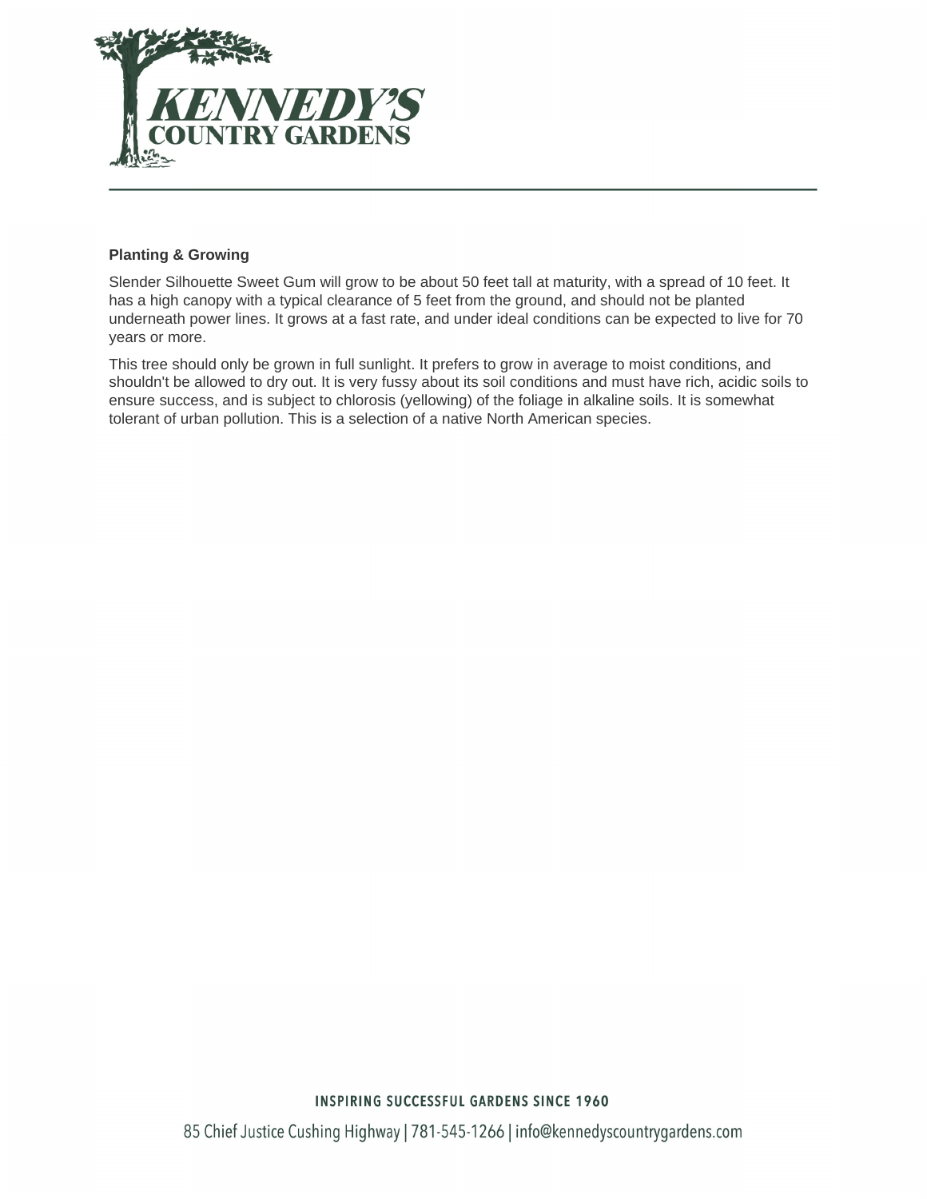### Planting & Growing

Slender Silhouette Sweet Gum will grow to be about 50 feet tall at maturity, with a spread of 10 feet. It has a high canopy with a typical clearance of 5 feet from the ground, and should not be planted underneath power lines. It grows at a fast rate, and under ideal conditions can be expected to live for 70 years or more.

This tree should only be grown in full sunlight. It prefers to grow in average to moist conditions, and shouldn't be allowed to dry out. It is very fussy about its soil conditions and must have rich, acidic soils to ensure success, and is subject to chlorosis (yellowing) of the foliage in alkaline soils. It is somewhat tolerant of urban pollution. This is a selection of a native North American species.